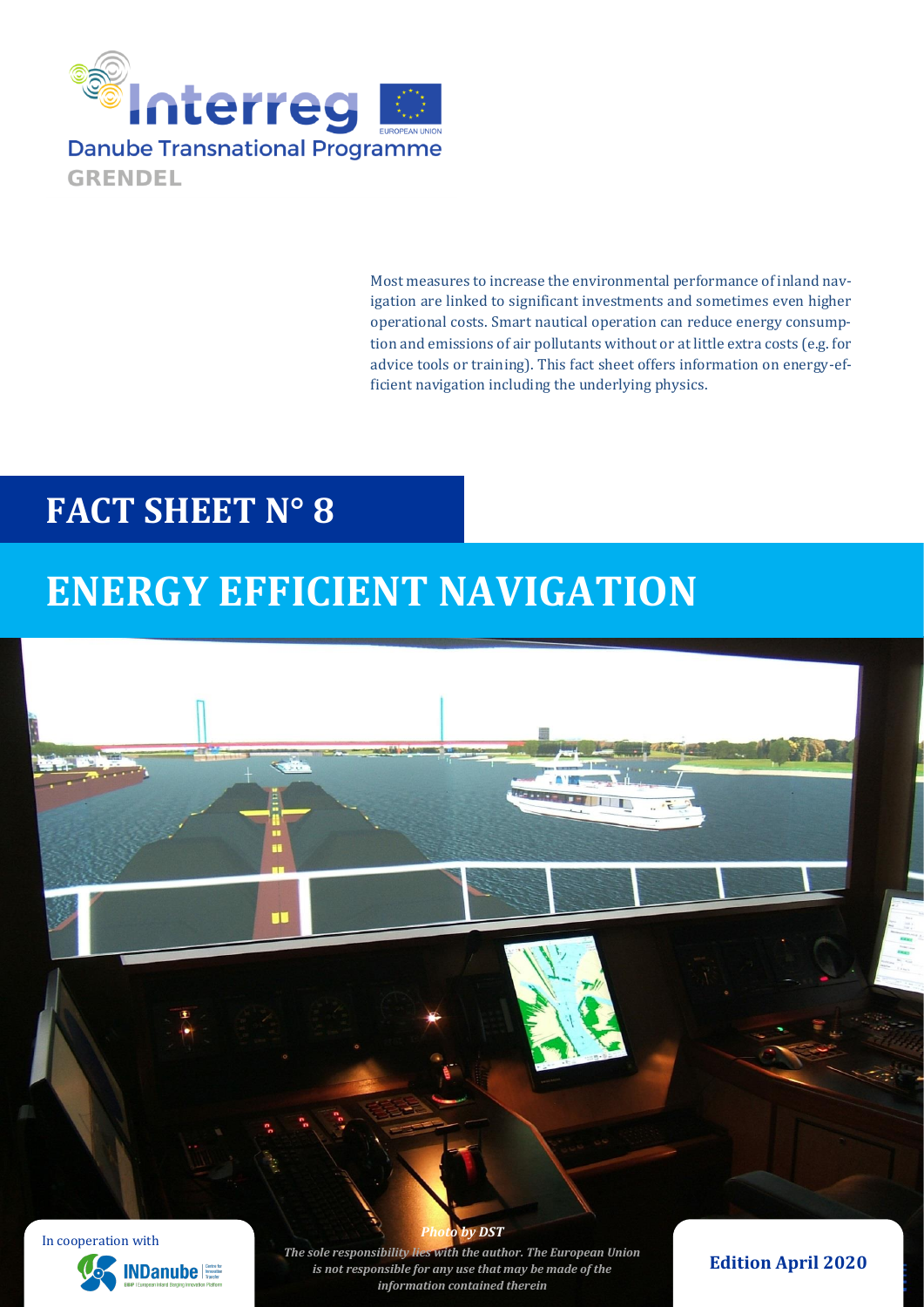Interreg

Danube Transnational Programme

GRENDEL

Most measures to increase the environmental performance of inland navigation are linked to significant investments and sometimes even higher operational costs. Smart nautical operation can reduce energy consumption and emissions of air pollutants without or at little extra costs (e.g. for advice tools or training). This fact sheet offers information on energy-efficient navigation including the underlying physics.

# FACT SHEET N° 8

# ENERGY EFFICIENT NAVIGATION

*Photo by DST*

*The sole responsibility lies with the author. The European Union is not responsible for any use that may be made of the information contained therein*

In cooperation with INDanube

**Edition April 2020**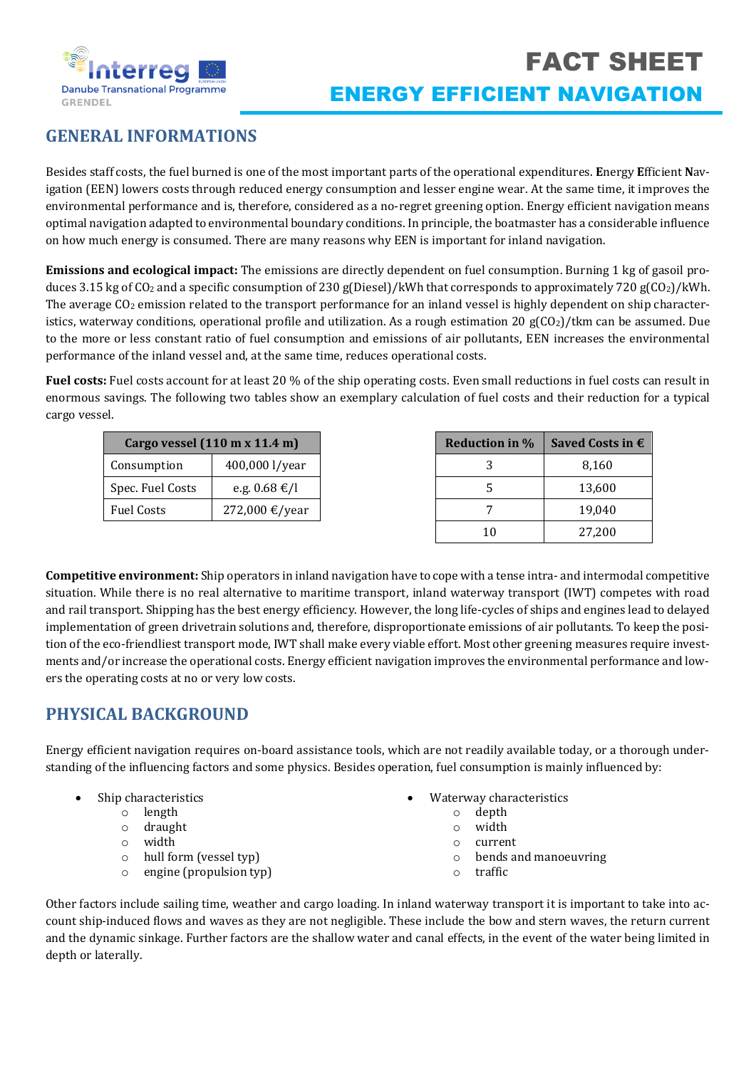# FACT SHEET

## ENERGY EFFICIENT NAVIGATION

## GENERAL INFORMATIONS

Besides staff costs, the fuel burned is one of the most important parts of the operational expenditures. **E**nergy **E**fficient **N**avigation (EEN) lowers costs through reduced energy consumption and lesser engine wear. At the same time, it improves the environmental performance and is, therefore, considered as a no-regret greening option. Energy efficient navigation means optimal navigation adapted to environmental boundary conditions. In principle, the boatmaster has a considerable influence on how much energy is consumed. There are many reasons why EEN is important for inland navigation.

**Emissions and ecological impact:** The emissions are directly dependent on fuel consumption. Burning 1 kg of gasoil produces 3.15 kg of $CO_2$ and a specific consumption of 230 g(Diesel)/kWh that corresponds to approximately 720 g($CO_2$)/kWh. The average $CO_2$ emission related to the transport performance for an inland vessel is highly dependent on ship characteristics, waterway conditions, operational profile and utilization. As a rough estimation 20 g($CO_2$)/tkm can be assumed. Due to the more or less constant ratio of fuel consumption and emissions of air pollutants, EEN increases the environmental performance of the inland vessel and, at the same time, reduces operational costs.

**Fuel costs:** Fuel costs account for at least 20 % of the ship operating costs. Even small reductions in fuel costs can result in enormous savings. The following two tables show an exemplary calculation of fuel costs and their reduction for a typical cargo vessel.

| Cargo vessel (110 m x 11.4 m) | |
|---|---|
| Consumption | 400,000 l/year |
| Spec. Fuel Costs | e.g. 0.68 €/l |
| Fuel Costs | 272,000 €/year |

| Reduction in % | Saved Costs in € |
|---|---|
| 3 | 8,160 |
| 5 | 13,600 |
| 7 | 19,040 |
| 10 | 27,200 |

**Competitive environment:** Ship operators in inland navigation have to cope with a tense intra- and intermodal competitive situation. While there is no real alternative to maritime transport, inland waterway transport (IWT) competes with road and rail transport. Shipping has the best energy efficiency. However, the long life-cycles of ships and engines lead to delayed implementation of green drivetrain solutions and, therefore, disproportionate emissions of air pollutants. To keep the position of the eco-friendliest transport mode, IWT shall make every viable effort. Most other greening measures require investments and/or increase the operational costs. Energy efficient navigation improves the environmental performance and lowers the operating costs at no or very low costs.

## PHYSICAL BACKGROUND

Energy efficient navigation requires on-board assistance tools, which are not readily available today, or a thorough understanding of the influencing factors and some physics. Besides operation, fuel consumption is mainly influenced by:

- Ship characteristics
  - length
  - draught
  - width
  - hull form (vessel typ)
  - engine (propulsion typ)
- Waterway characteristics
  - depth
  - width
  - current
  - bends and manoeuvring
  - traffic

Other factors include sailing time, weather and cargo loading. In inland waterway transport it is important to take into account ship-induced flows and waves as they are not negligible. These include the bow and stern waves, the return current and the dynamic sinkage. Further factors are the shallow water and canal effects, in the event of the water being limited in depth or laterally.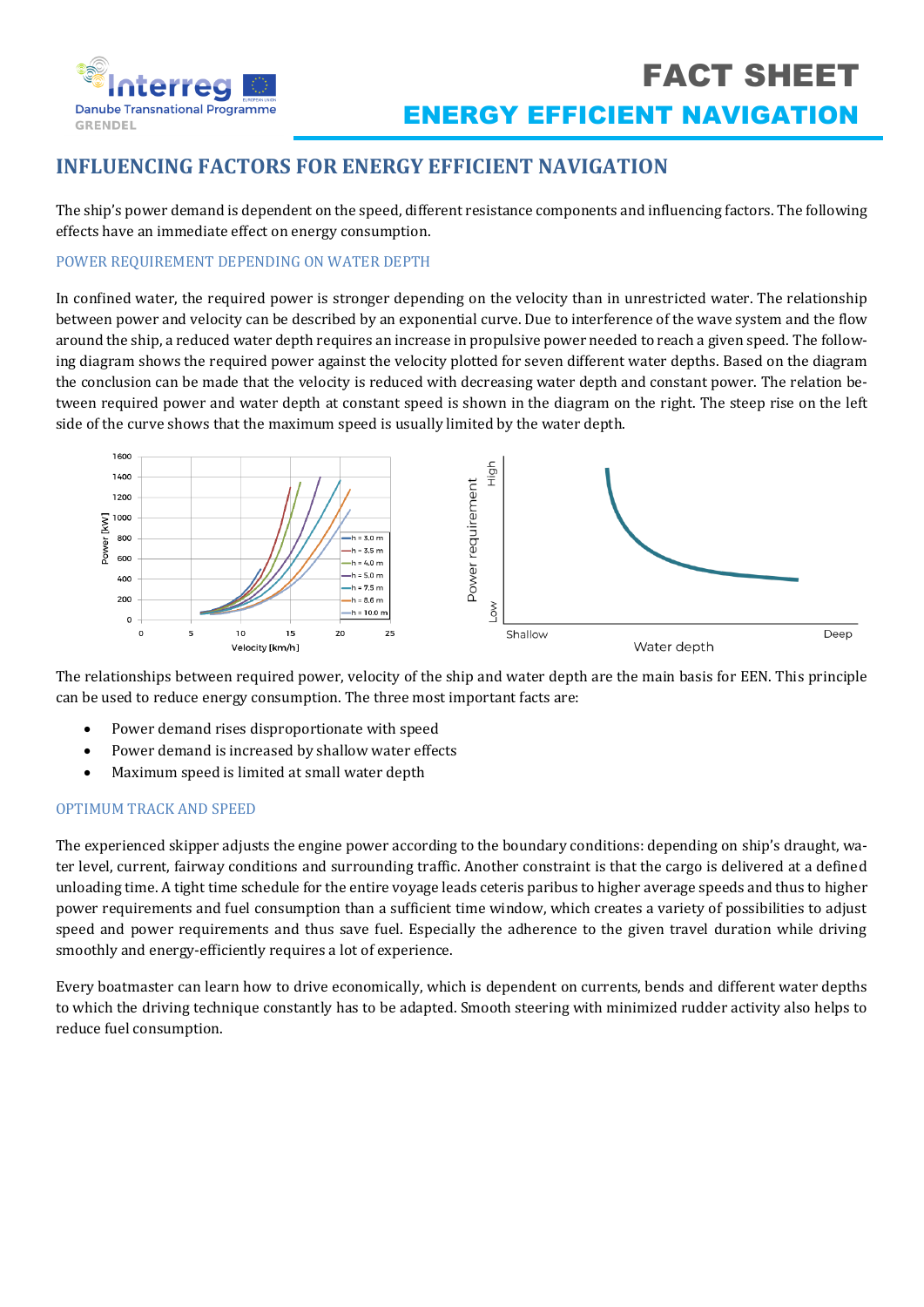FACT SHEET

ENERGY EFFICIENT NAVIGATION

# INFLUENCING FACTORS FOR ENERGY EFFICIENT NAVIGATION

The ship's power demand is dependent on the speed, different resistance components and influencing factors. The following effects have an immediate effect on energy consumption.

### POWER REQUIREMENT DEPENDING ON WATER DEPTH

In confined water, the required power is stronger depending on the velocity than in unrestricted water. The relationship between power and velocity can be described by an exponential curve. Due to interference of the wave system and the flow around the ship, a reduced water depth requires an increase in propulsive power needed to reach a given speed. The following diagram shows the required power against the velocity plotted for seven different water depths. Based on the diagram the conclusion can be made that the velocity is reduced with decreasing water depth and constant power. The relation between required power and water depth at constant speed is shown in the diagram on the right. The steep rise on the left side of the curve shows that the maximum speed is usually limited by the water depth.

The relationships between required power, velocity of the ship and water depth are the main basis for EEN. This principle can be used to reduce energy consumption. The three most important facts are:

- Power demand rises disproportionate with speed
- Power demand is increased by shallow water effects
- Maximum speed is limited at small water depth

### OPTIMUM TRACK AND SPEED

The experienced skipper adjusts the engine power according to the boundary conditions: depending on ship's draught, water level, current, fairway conditions and surrounding traffic. Another constraint is that the cargo is delivered at a defined unloading time. A tight time schedule for the entire voyage leads ceteris paribus to higher average speeds and thus to higher power requirements and fuel consumption than a sufficient time window, which creates a variety of possibilities to adjust speed and power requirements and thus save fuel. Especially the adherence to the given travel duration while driving smoothly and energy-efficiently requires a lot of experience.

Every boatmaster can learn how to drive economically, which is dependent on currents, bends and different water depths to which the driving technique constantly has to be adapted. Smooth steering with minimized rudder activity also helps to reduce fuel consumption.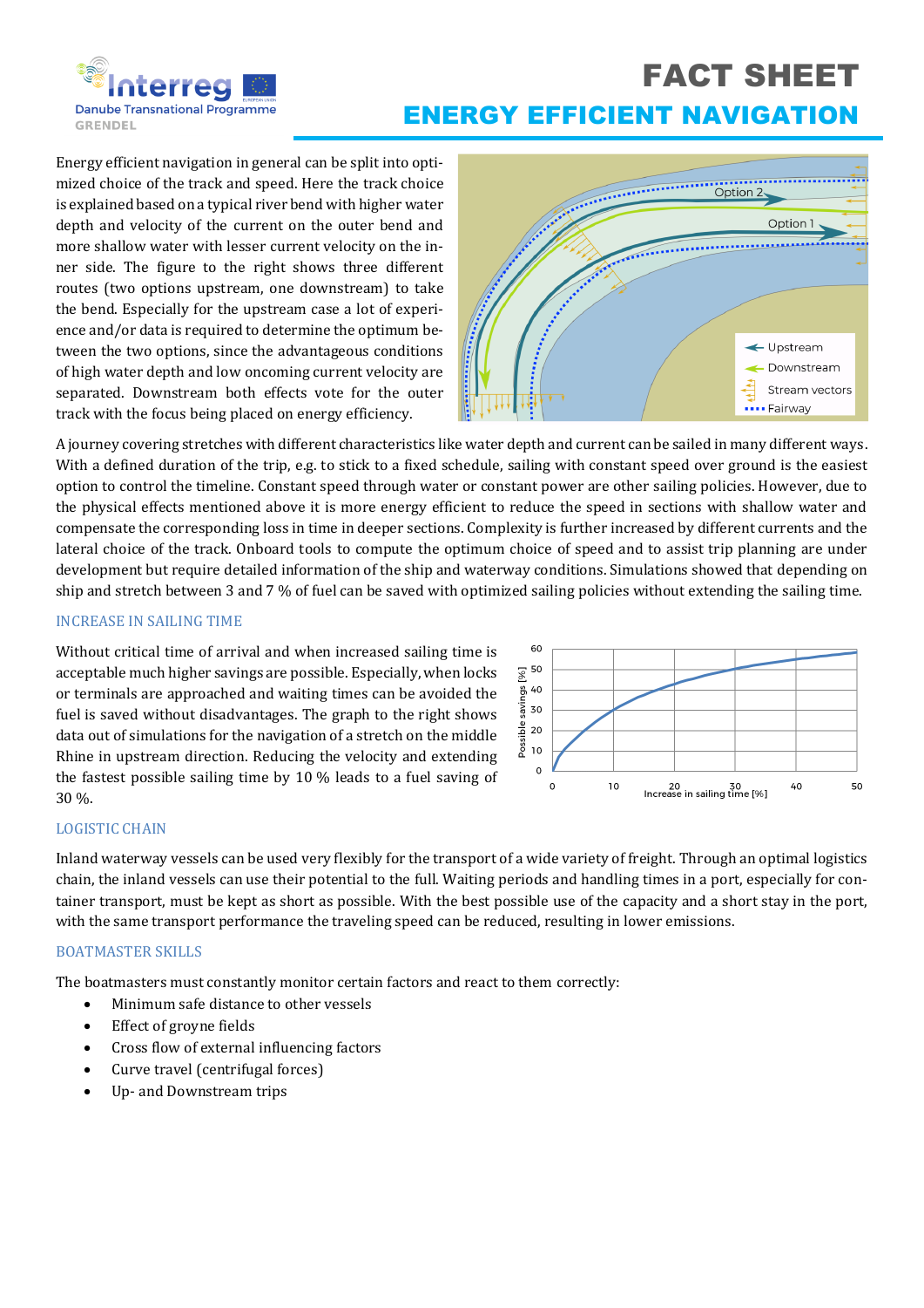# FACT SHEET

## ENERGY EFFICIENT NAVIGATION

Energy efficient navigation in general can be split into optimized choice of the track and speed. Here the track choice is explained based on a typical river bend with higher water depth and velocity of the current on the outer bend and more shallow water with lesser current velocity on the inner side. The figure to the right shows three different routes (two options upstream, one downstream) to take the bend. Especially for the upstream case a lot of experience and/or data is required to determine the optimum between the two options, since the advantageous conditions of high water depth and low oncoming current velocity are separated. Downstream both effects vote for the outer track with the focus being placed on energy efficiency.

A journey covering stretches with different characteristics like water depth and current can be sailed in many different ways. With a defined duration of the trip, e.g. to stick to a fixed schedule, sailing with constant speed over ground is the easiest option to control the timeline. Constant speed through water or constant power are other sailing policies. However, due to the physical effects mentioned above it is more energy efficient to reduce the speed in sections with shallow water and compensate the corresponding loss in time in deeper sections. Complexity is further increased by different currents and the lateral choice of the track. Onboard tools to compute the optimum choice of speed and to assist trip planning are under development but require detailed information of the ship and waterway conditions. Simulations showed that depending on ship and stretch between 3 and 7 % of fuel can be saved with optimized sailing policies without extending the sailing time.

### INCREASE IN SAILING TIME

Without critical time of arrival and when increased sailing time is acceptable much higher savings are possible. Especially, when locks or terminals are approached and waiting times can be avoided the fuel is saved without disadvantages. The graph to the right shows data out of simulations for the navigation of a stretch on the middle Rhine in upstream direction. Reducing the velocity and extending the fastest possible sailing time by 10 % leads to a fuel saving of 30 %.

### LOGISTIC CHAIN

Inland waterway vessels can be used very flexibly for the transport of a wide variety of freight. Through an optimal logistics chain, the inland vessels can use their potential to the full. Waiting periods and handling times in a port, especially for container transport, must be kept as short as possible. With the best possible use of the capacity and a short stay in the port, with the same transport performance the traveling speed can be reduced, resulting in lower emissions.

### BOATMASTER SKILLS

The boatmasters must constantly monitor certain factors and react to them correctly:

- Minimum safe distance to other vessels
- Effect of groyne fields
- Cross flow of external influencing factors
- Curve travel (centrifugal forces)
- Up- and Downstream trips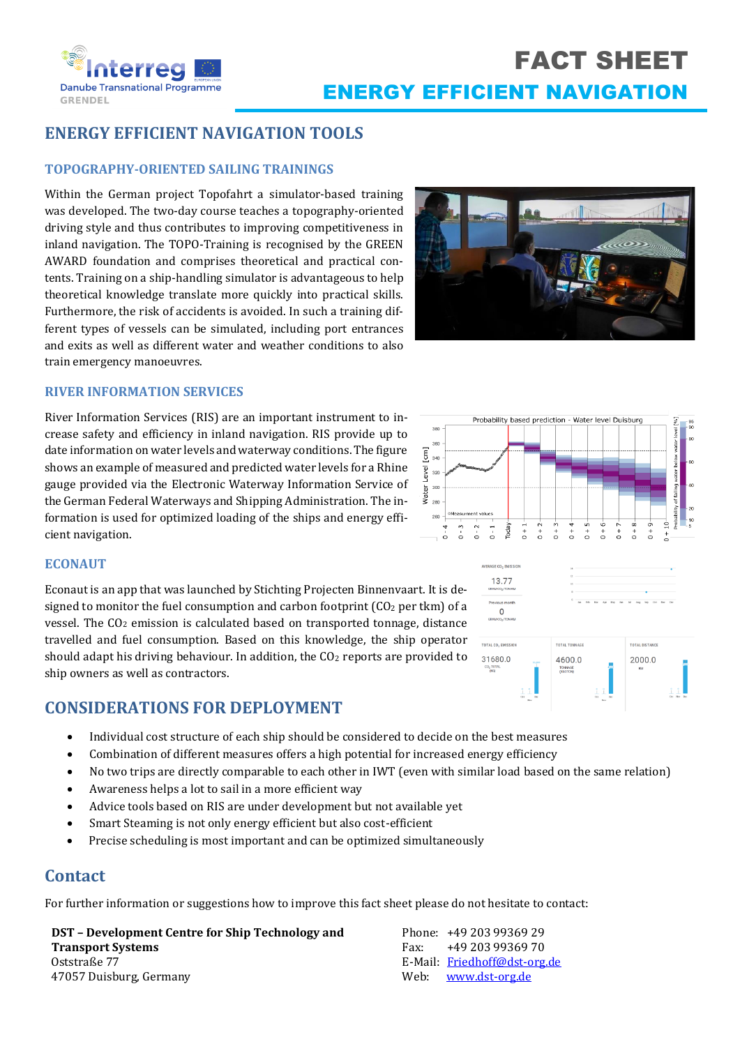# FACT SHEET

## ENERGY EFFICIENT NAVIGATION

## ENERGY EFFICIENT NAVIGATION TOOLS

### TOPOGRAPHY-ORIENTED SAILING TRAININGS

Within the German project Topofahrt a simulator-based training was developed. The two-day course teaches a topography-oriented driving style and thus contributes to improving competitiveness in inland navigation. The TOPO-Training is recognised by the GREEN AWARD foundation and comprises theoretical and practical contents. Training on a ship-handling simulator is advantageous to help theoretical knowledge translate more quickly into practical skills. Furthermore, the risk of accidents is avoided. In such a training different types of vessels can be simulated, including port entrances and exits as well as different water and weather conditions to also train emergency manoeuvres.

### RIVER INFORMATION SERVICES

River Information Services (RIS) are an important instrument to increase safety and efficiency in inland navigation. RIS provide up to date information on water levels and waterway conditions. The figure shows an example of measured and predicted water levels for a Rhine gauge provided via the Electronic Waterway Information Service of the German Federal Waterways and Shipping Administration. The information is used for optimized loading of the ships and energy efficient navigation.

Probability based prediction - Water level Duisburg

Water Level [cm]

Probability of falling water below water level [%]

Measurement values

0 - 4, 0 - 3, 0 - 2, 0 - 1, Today, 0 + 1, 0 + 2, 0 + 3, 0 + 4, 0 + 5, 0 + 6, 0 + 7, 0 + 8, 0 + 9, 0 + 10

### ECONAUT

Econaut is an app that was launched by Stichting Projecten Binnenvaart. It is designed to monitor the fuel consumption and carbon footprint ($CO_2$ per tkm) of a vessel. The $CO_2$ emission is calculated based on transported tonnage, distance travelled and fuel consumption. Based on this knowledge, the ship operator should adapt his driving behaviour. In addition, the $CO_2$ reports are provided to ship owners as well as contractors.

AVERAGE $CO_2$ EMISSION 13.77

Previous month 0

TOTAL $CO_2$ EMISSION 31680.0

TOTAL TONNAGE 4600.0

TOTAL DISTANCE 2000.0

## CONSIDERATIONS FOR DEPLOYMENT

- Individual cost structure of each ship should be considered to decide on the best measures
- Combination of different measures offers a high potential for increased energy efficiency
- No two trips are directly comparable to each other in IWT (even with similar load based on the same relation)
- Awareness helps a lot to sail in a more efficient way
- Advice tools based on RIS are under development but not available yet
- Smart Steaming is not only energy efficient but also cost-efficient
- Precise scheduling is most important and can be optimized simultaneously

## Contact

For further information or suggestions how to improve this fact sheet please do not hesitate to contact:

**DST – Development Centre for Ship Technology and Transport Systems**
Oststraße 77
47057 Duisburg, Germany

Phone: +49 203 99369 29
Fax: +49 203 99369 70
E-Mail: Friedhoff@dst-org.de
Web: www.dst-org.de